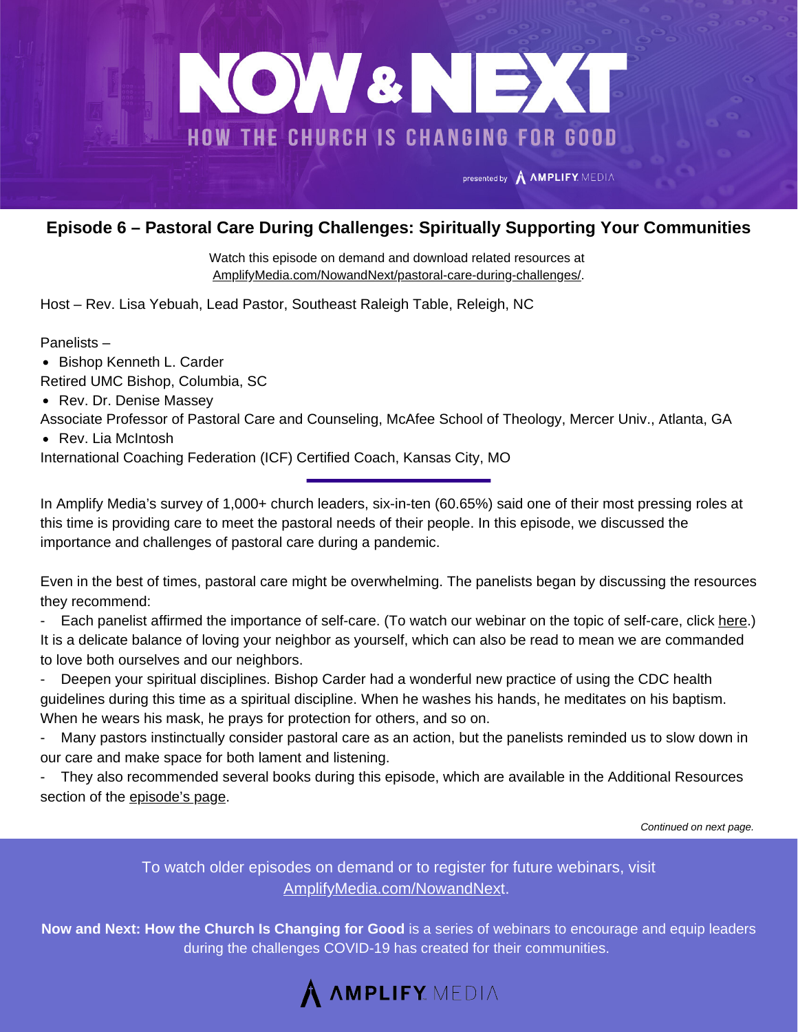# NOW & NEXT

## HOW THE CHURCH IS CHANGING FOR GOOD

presented by AMPLIFY MEDIA

### Episode 6 – Pastoral Care During Challenges: Spiritually Supporting Your Communities

Watch this episode on demand and download related resources at AmplifyMedia.com/NowandNext/pastoral-care-during-challenges/.

Host – Rev. Lisa Yebuah, Lead Pastor, Southeast Raleigh Table, Releigh, NC

Panelists –

- Bishop Kenneth L. Carder
  Retired UMC Bishop, Columbia, SC
- Rev. Dr. Denise Massey
  Associate Professor of Pastoral Care and Counseling, McAfee School of Theology, Mercer Univ., Atlanta, GA
- Rev. Lia McIntosh
  International Coaching Federation (ICF) Certified Coach, Kansas City, MO

In Amplify Media's survey of 1,000+ church leaders, six-in-ten (60.65%) said one of their most pressing roles at this time is providing care to meet the pastoral needs of their people. In this episode, we discussed the importance and challenges of pastoral care during a pandemic.

Even in the best of times, pastoral care might be overwhelming. The panelists began by discussing the resources they recommend:

- Each panelist affirmed the importance of self-care. (To watch our webinar on the topic of self-care, click here.) It is a delicate balance of loving your neighbor as yourself, which can also be read to mean we are commanded to love both ourselves and our neighbors.
- Deepen your spiritual disciplines. Bishop Carder had a wonderful new practice of using the CDC health guidelines during this time as a spiritual discipline. When he washes his hands, he meditates on his baptism. When he wears his mask, he prays for protection for others, and so on.
- Many pastors instinctually consider pastoral care as an action, but the panelists reminded us to slow down in our care and make space for both lament and listening.
- They also recommended several books during this episode, which are available in the Additional Resources section of the episode's page.

*Continued on next page.*

To watch older episodes on demand or to register for future webinars, visit AmplifyMedia.com/NowandNext.

**Now and Next: How the Church Is Changing for Good** is a series of webinars to encourage and equip leaders during the challenges COVID-19 has created for their communities.

AMPLIFY MEDIA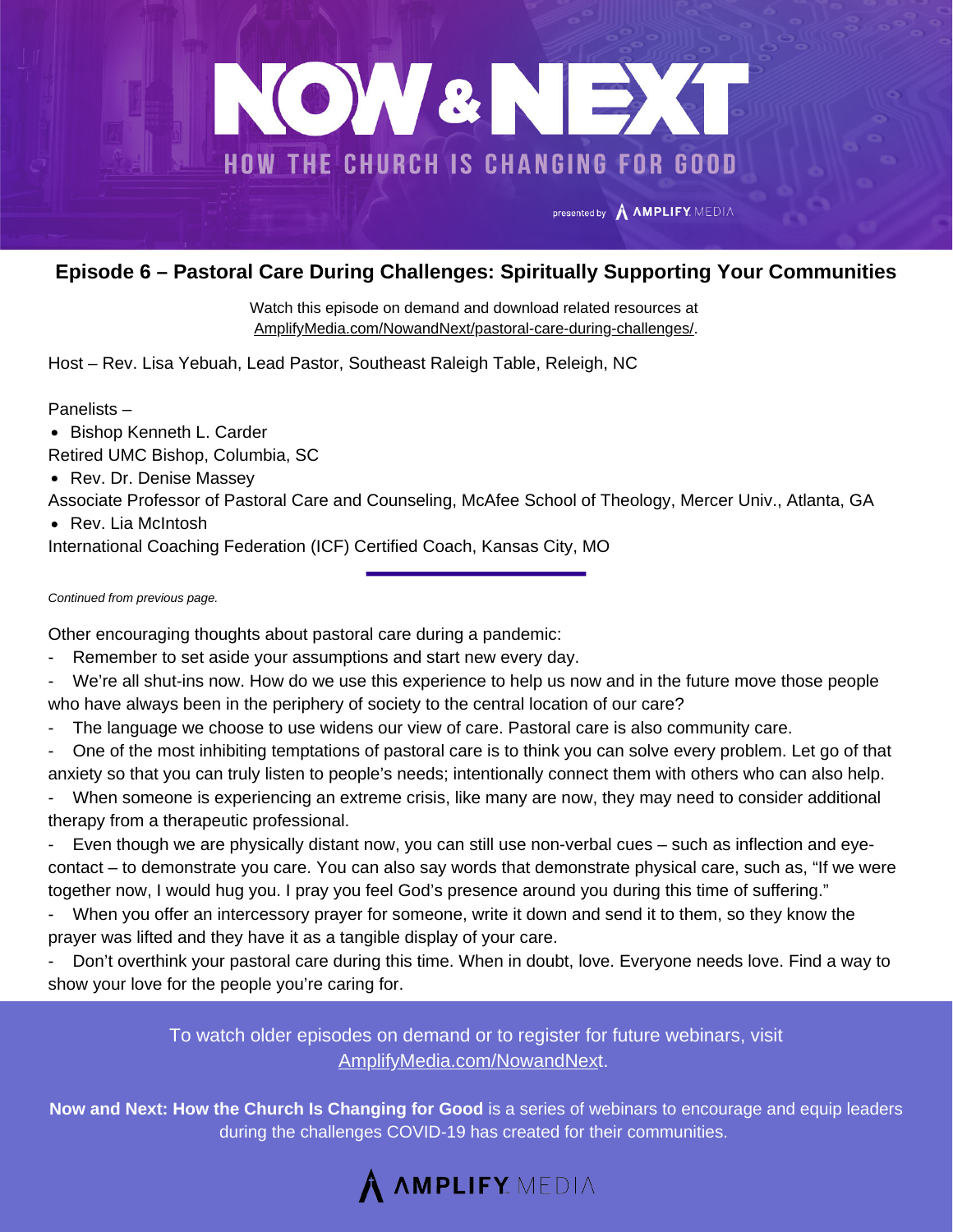# NOW & NEXT

## HOW THE CHURCH IS CHANGING FOR GOOD

presented by AMPLIFY MEDIA

## Episode 6 – Pastoral Care During Challenges: Spiritually Supporting Your Communities

Watch this episode on demand and download related resources at
AmplifyMedia.com/NowandNext/pastoral-care-during-challenges/.

Host – Rev. Lisa Yebuah, Lead Pastor, Southeast Raleigh Table, Releigh, NC

Panelists –

- Bishop Kenneth L. Carder

Retired UMC Bishop, Columbia, SC

- Rev. Dr. Denise Massey

Associate Professor of Pastoral Care and Counseling, McAfee School of Theology, Mercer Univ., Atlanta, GA

- Rev. Lia McIntosh

International Coaching Federation (ICF) Certified Coach, Kansas City, MO

*Continued from previous page.*

Other encouraging thoughts about pastoral care during a pandemic:

- Remember to set aside your assumptions and start new every day.
- We're all shut-ins now. How do we use this experience to help us now and in the future move those people who have always been in the periphery of society to the central location of our care?
- The language we choose to use widens our view of care. Pastoral care is also community care.
- One of the most inhibiting temptations of pastoral care is to think you can solve every problem. Let go of that anxiety so that you can truly listen to people's needs; intentionally connect them with others who can also help.
- When someone is experiencing an extreme crisis, like many are now, they may need to consider additional therapy from a therapeutic professional.
- Even though we are physically distant now, you can still use non-verbal cues – such as inflection and eye-contact – to demonstrate you care. You can also say words that demonstrate physical care, such as, "If we were together now, I would hug you. I pray you feel God's presence around you during this time of suffering."
- When you offer an intercessory prayer for someone, write it down and send it to them, so they know the prayer was lifted and they have it as a tangible display of your care.
- Don't overthink your pastoral care during this time. When in doubt, love. Everyone needs love. Find a way to show your love for the people you're caring for.

To watch older episodes on demand or to register for future webinars, visit AmplifyMedia.com/NowandNext.

**Now and Next: How the Church Is Changing for Good** is a series of webinars to encourage and equip leaders during the challenges COVID-19 has created for their communities.

AMPLIFY MEDIA